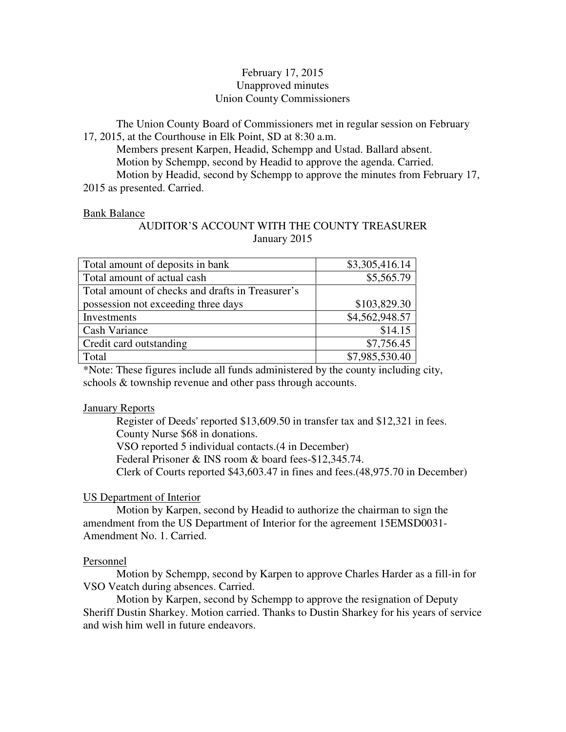February 17, 2015
Unapproved minutes
Union County Commissioners

The Union County Board of Commissioners met in regular session on February 17, 2015, at the Courthouse in Elk Point, SD at 8:30 a.m.

Members present Karpen, Headid, Schempp and Ustad. Ballard absent.

Motion by Schempp, second by Headid to approve the agenda. Carried.

Motion by Headid, second by Schempp to approve the minutes from February 17, 2015 as presented. Carried.

Bank Balance

AUDITOR'S ACCOUNT WITH THE COUNTY TREASURER
January 2015

| | |
|---|---:|
| Total amount of deposits in bank | $3,305,416.14 |
| Total amount of actual cash | $5,565.79 |
| Total amount of checks and drafts in Treasurer's possession not exceeding three days | $103,829.30 |
| Investments | $4,562,948.57 |
| Cash Variance | $14.15 |
| Credit card outstanding | $7,756.45 |
| Total | $7,985,530.40 |

*Note: These figures include all funds administered by the county including city, schools & township revenue and other pass through accounts.

January Reports

Register of Deeds' reported $13,609.50 in transfer tax and $12,321 in fees.

County Nurse $68 in donations.

VSO reported 5 individual contacts.(4 in December)

Federal Prisoner & INS room & board fees-$12,345.74.

Clerk of Courts reported $43,603.47 in fines and fees.(48,975.70 in December)

US Department of Interior

Motion by Karpen, second by Headid to authorize the chairman to sign the amendment from the US Department of Interior for the agreement 15EMSD0031-Amendment No. 1. Carried.

Personnel

Motion by Schempp, second by Karpen to approve Charles Harder as a fill-in for VSO Veatch during absences. Carried.

Motion by Karpen, second by Schempp to approve the resignation of Deputy Sheriff Dustin Sharkey. Motion carried. Thanks to Dustin Sharkey for his years of service and wish him well in future endeavors.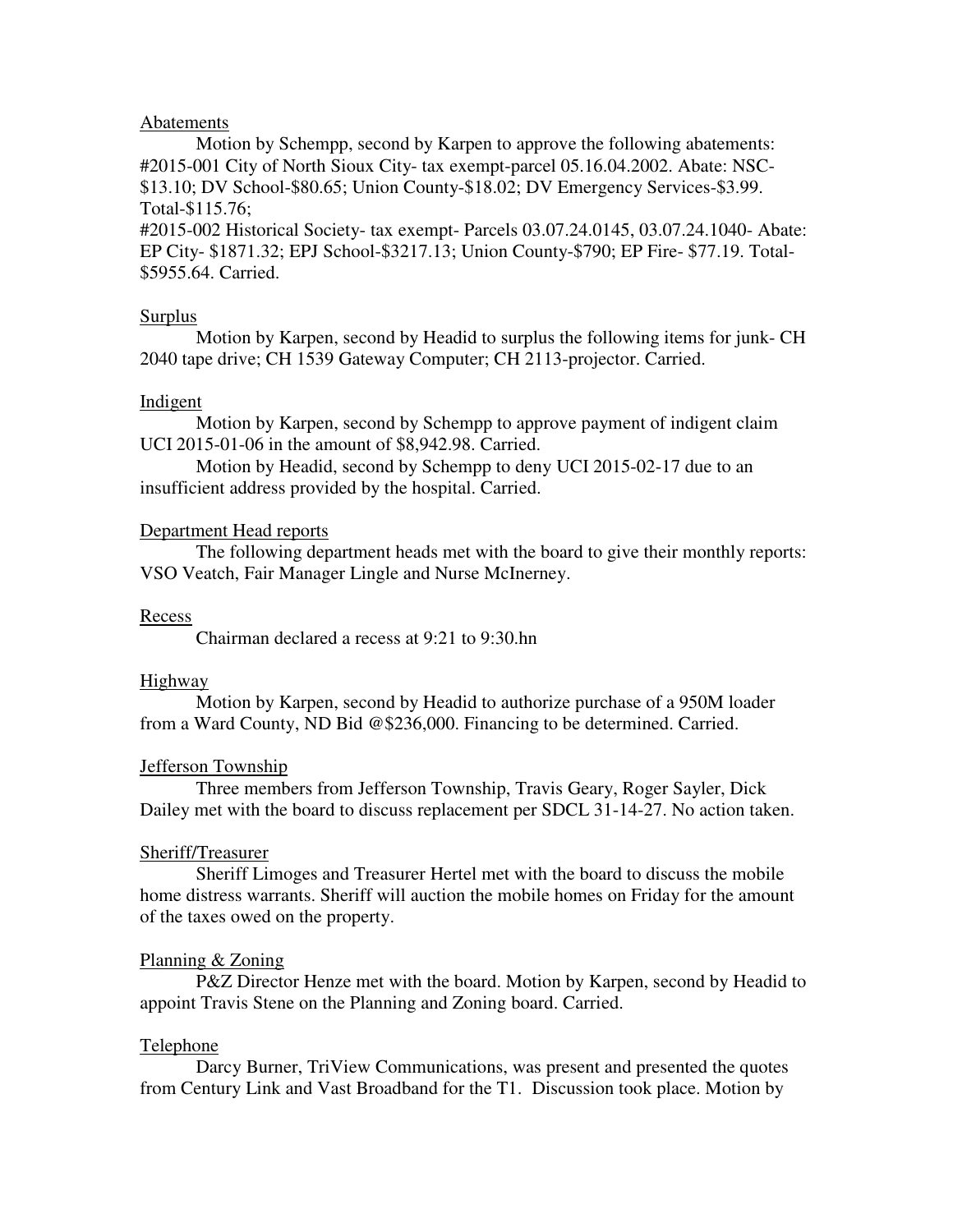Abatements

Motion by Schempp, second by Karpen to approve the following abatements: #2015-001 City of North Sioux City- tax exempt-parcel 05.16.04.2002. Abate: NSC-$13.10; DV School-$80.65; Union County-$18.02; DV Emergency Services-$3.99. Total-$115.76;
#2015-002 Historical Society- tax exempt- Parcels 03.07.24.0145, 03.07.24.1040- Abate: EP City- $1871.32; EPJ School-$3217.13; Union County-$790; EP Fire- $77.19. Total-$5955.64. Carried.

Surplus

Motion by Karpen, second by Headid to surplus the following items for junk- CH 2040 tape drive; CH 1539 Gateway Computer; CH 2113-projector. Carried.

Indigent

Motion by Karpen, second by Schempp to approve payment of indigent claim UCI 2015-01-06 in the amount of $8,942.98. Carried.

Motion by Headid, second by Schempp to deny UCI 2015-02-17 due to an insufficient address provided by the hospital. Carried.

Department Head reports

The following department heads met with the board to give their monthly reports: VSO Veatch, Fair Manager Lingle and Nurse McInerney.

Recess

Chairman declared a recess at 9:21 to 9:30.hn

Highway

Motion by Karpen, second by Headid to authorize purchase of a 950M loader from a Ward County, ND Bid @$236,000. Financing to be determined. Carried.

Jefferson Township

Three members from Jefferson Township, Travis Geary, Roger Sayler, Dick Dailey met with the board to discuss replacement per SDCL 31-14-27. No action taken.

Sheriff/Treasurer

Sheriff Limoges and Treasurer Hertel met with the board to discuss the mobile home distress warrants. Sheriff will auction the mobile homes on Friday for the amount of the taxes owed on the property.

Planning & Zoning

P&Z Director Henze met with the board. Motion by Karpen, second by Headid to appoint Travis Stene on the Planning and Zoning board. Carried.

Telephone

Darcy Burner, TriView Communications, was present and presented the quotes from Century Link and Vast Broadband for the T1. Discussion took place. Motion by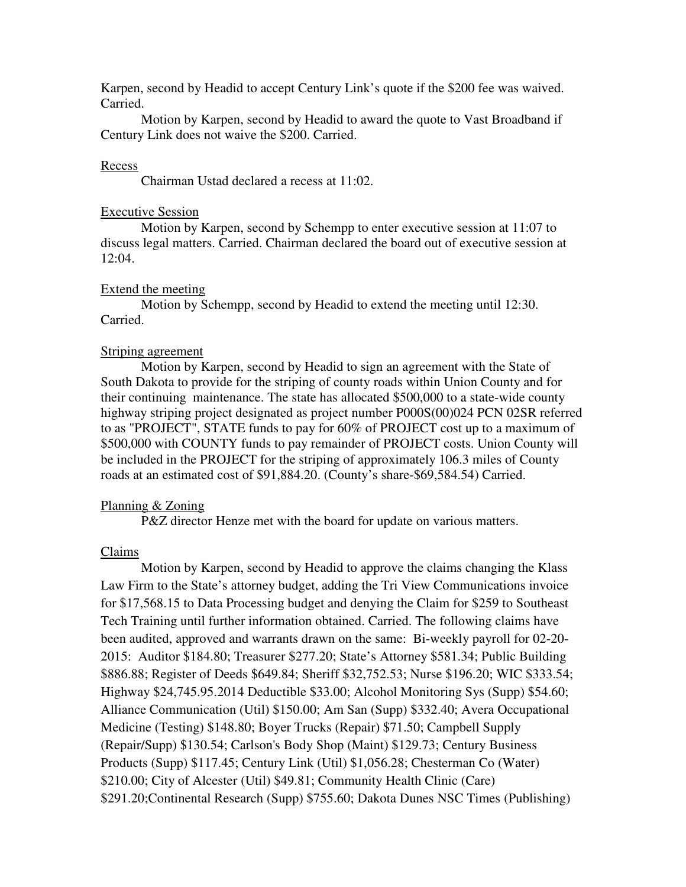Karpen, second by Headid to accept Century Link's quote if the $200 fee was waived. Carried.

Motion by Karpen, second by Headid to award the quote to Vast Broadband if Century Link does not waive the $200. Carried.

Recess

Chairman Ustad declared a recess at 11:02.

Executive Session

Motion by Karpen, second by Schempp to enter executive session at 11:07 to discuss legal matters. Carried. Chairman declared the board out of executive session at 12:04.

Extend the meeting

Motion by Schempp, second by Headid to extend the meeting until 12:30. Carried.

Striping agreement

Motion by Karpen, second by Headid to sign an agreement with the State of South Dakota to provide for the striping of county roads within Union County and for their continuing maintenance. The state has allocated $500,000 to a state-wide county highway striping project designated as project number P000S(00)024 PCN 02SR referred to as "PROJECT", STATE funds to pay for 60% of PROJECT cost up to a maximum of $500,000 with COUNTY funds to pay remainder of PROJECT costs. Union County will be included in the PROJECT for the striping of approximately 106.3 miles of County roads at an estimated cost of $91,884.20. (County's share-$69,584.54) Carried.

Planning & Zoning

P&Z director Henze met with the board for update on various matters.

Claims

Motion by Karpen, second by Headid to approve the claims changing the Klass Law Firm to the State's attorney budget, adding the Tri View Communications invoice for $17,568.15 to Data Processing budget and denying the Claim for $259 to Southeast Tech Training until further information obtained. Carried. The following claims have been audited, approved and warrants drawn on the same: Bi-weekly payroll for 02-20-2015: Auditor $184.80; Treasurer $277.20; State's Attorney $581.34; Public Building $886.88; Register of Deeds $649.84; Sheriff $32,752.53; Nurse $196.20; WIC $333.54; Highway $24,745.95.2014 Deductible $33.00; Alcohol Monitoring Sys (Supp) $54.60; Alliance Communication (Util) $150.00; Am San (Supp) $332.40; Avera Occupational Medicine (Testing) $148.80; Boyer Trucks (Repair) $71.50; Campbell Supply (Repair/Supp) $130.54; Carlson's Body Shop (Maint) $129.73; Century Business Products (Supp) $117.45; Century Link (Util) $1,056.28; Chesterman Co (Water) $210.00; City of Alcester (Util) $49.81; Community Health Clinic (Care) $291.20;Continental Research (Supp) $755.60; Dakota Dunes NSC Times (Publishing)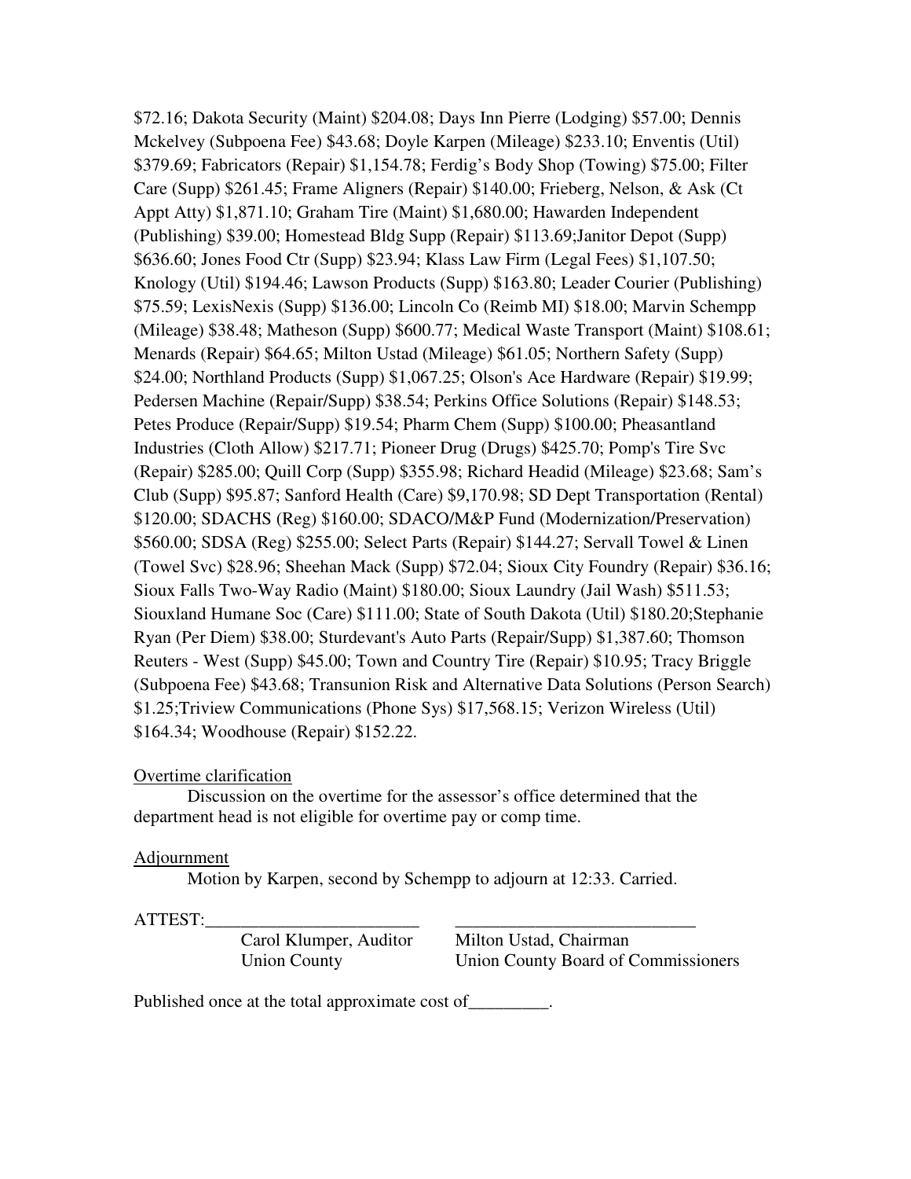$72.16; Dakota Security (Maint) $204.08; Days Inn Pierre (Lodging) $57.00; Dennis Mckelvey (Subpoena Fee) $43.68; Doyle Karpen (Mileage) $233.10; Enventis (Util) $379.69; Fabricators (Repair) $1,154.78; Ferdig's Body Shop (Towing) $75.00; Filter Care (Supp) $261.45; Frame Aligners (Repair) $140.00; Frieberg, Nelson, & Ask (Ct Appt Atty) $1,871.10; Graham Tire (Maint) $1,680.00; Hawarden Independent (Publishing) $39.00; Homestead Bldg Supp (Repair) $113.69;Janitor Depot (Supp) $636.60; Jones Food Ctr (Supp) $23.94; Klass Law Firm (Legal Fees) $1,107.50; Knology (Util) $194.46; Lawson Products (Supp) $163.80; Leader Courier (Publishing) $75.59; LexisNexis (Supp) $136.00; Lincoln Co (Reimb MI) $18.00; Marvin Schempp (Mileage) $38.48; Matheson (Supp) $600.77; Medical Waste Transport (Maint) $108.61; Menards (Repair) $64.65; Milton Ustad (Mileage) $61.05; Northern Safety (Supp) $24.00; Northland Products (Supp) $1,067.25; Olson's Ace Hardware (Repair) $19.99; Pedersen Machine (Repair/Supp) $38.54; Perkins Office Solutions (Repair) $148.53; Petes Produce (Repair/Supp) $19.54; Pharm Chem (Supp) $100.00; Pheasantland Industries (Cloth Allow) $217.71; Pioneer Drug (Drugs) $425.70; Pomp's Tire Svc (Repair) $285.00; Quill Corp (Supp) $355.98; Richard Headid (Mileage) $23.68; Sam's Club (Supp) $95.87; Sanford Health (Care) $9,170.98; SD Dept Transportation (Rental) $120.00; SDACHS (Reg) $160.00; SDACO/M&P Fund (Modernization/Preservation) $560.00; SDSA (Reg) $255.00; Select Parts (Repair) $144.27; Servall Towel & Linen (Towel Svc) $28.96; Sheehan Mack (Supp) $72.04; Sioux City Foundry (Repair) $36.16; Sioux Falls Two-Way Radio (Maint) $180.00; Sioux Laundry (Jail Wash) $511.53; Siouxland Humane Soc (Care) $111.00; State of South Dakota (Util) $180.20;Stephanie Ryan (Per Diem) $38.00; Sturdevant's Auto Parts (Repair/Supp) $1,387.60; Thomson Reuters - West (Supp) $45.00; Town and Country Tire (Repair) $10.95; Tracy Briggle (Subpoena Fee) $43.68; Transunion Risk and Alternative Data Solutions (Person Search) $1.25;Triview Communications (Phone Sys) $17,568.15; Verizon Wireless (Util) $164.34; Woodhouse (Repair) $152.22.

Overtime clarification

Discussion on the overtime for the assessor's office determined that the department head is not eligible for overtime pay or comp time.

Adjournment

Motion by Karpen, second by Schempp to adjourn at 12:33. Carried.

ATTEST:________________________ ___________________________

Carol Klumper, Auditor — Milton Ustad, Chairman

Union County — Union County Board of Commissioners

Published once at the total approximate cost of_________.